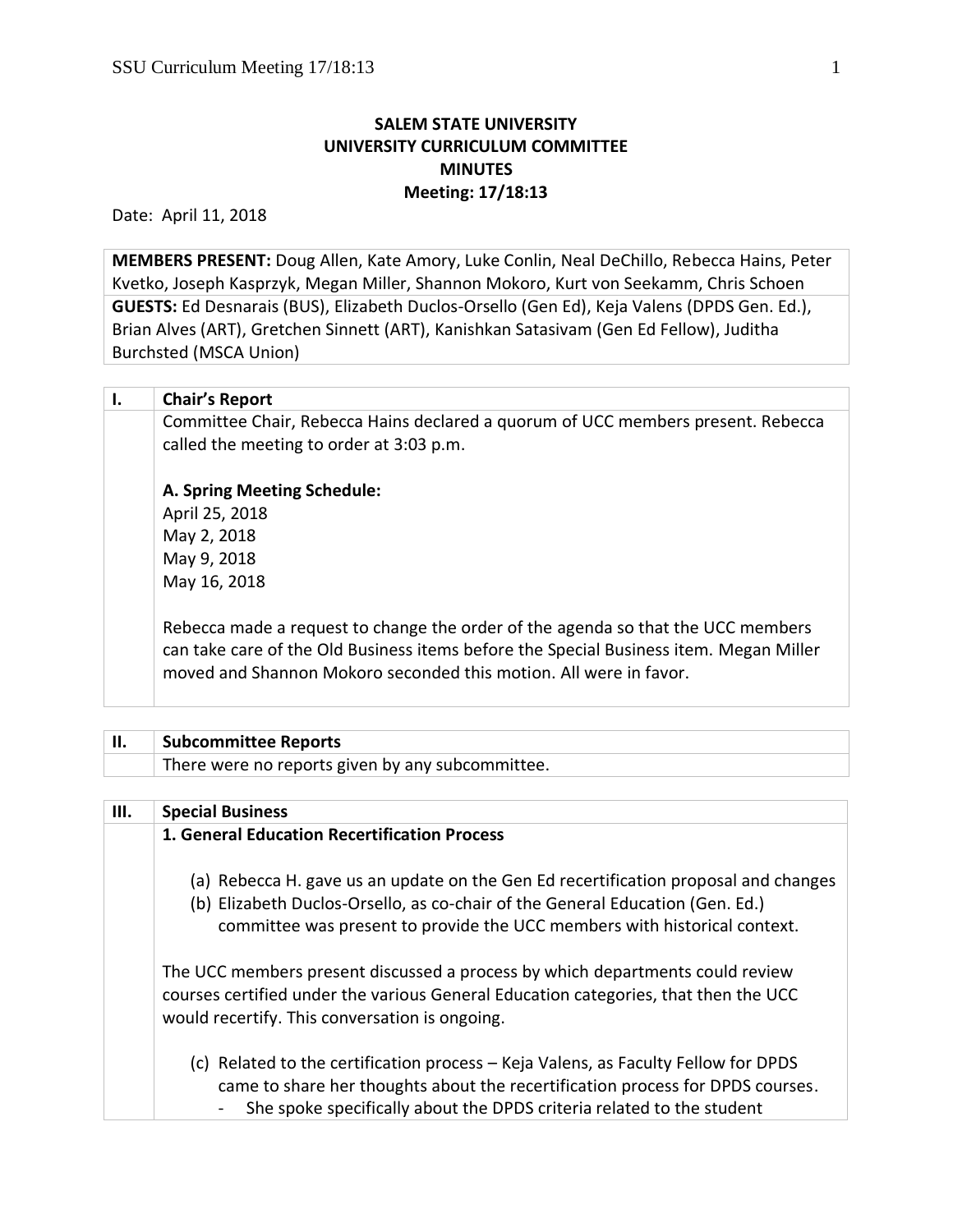# SALEM STATE UNIVERSITY
## UNIVERSITY CURRICULUM COMMITTEE
## MINUTES
## Meeting: 17/18:13

Date: April 11, 2018

**MEMBERS PRESENT:** Doug Allen, Kate Amory, Luke Conlin, Neal DeChillo, Rebecca Hains, Peter Kvetko, Joseph Kasprzyk, Megan Miller, Shannon Mokoro, Kurt von Seekamm, Chris Schoen
**GUESTS:** Ed Desnarais (BUS), Elizabeth Duclos-Orsello (Gen Ed), Keja Valens (DPDS Gen. Ed.), Brian Alves (ART), Gretchen Sinnett (ART), Kanishkan Satasivam (Gen Ed Fellow), Juditha Burchsted (MSCA Union)

## I. Chair's Report

Committee Chair, Rebecca Hains declared a quorum of UCC members present. Rebecca called the meeting to order at 3:03 p.m.

**A. Spring Meeting Schedule:**
April 25, 2018
May 2, 2018
May 9, 2018
May 16, 2018

Rebecca made a request to change the order of the agenda so that the UCC members can take care of the Old Business items before the Special Business item. Megan Miller moved and Shannon Mokoro seconded this motion. All were in favor.

## II. Subcommittee Reports

There were no reports given by any subcommittee.

## III. Special Business

**1. General Education Recertification Process**

(a) Rebecca H. gave us an update on the Gen Ed recertification proposal and changes
(b) Elizabeth Duclos-Orsello, as co-chair of the General Education (Gen. Ed.) committee was present to provide the UCC members with historical context.

The UCC members present discussed a process by which departments could review courses certified under the various General Education categories, that then the UCC would recertify. This conversation is ongoing.

(c) Related to the certification process – Keja Valens, as Faculty Fellow for DPDS came to share her thoughts about the recertification process for DPDS courses.
- She spoke specifically about the DPDS criteria related to the student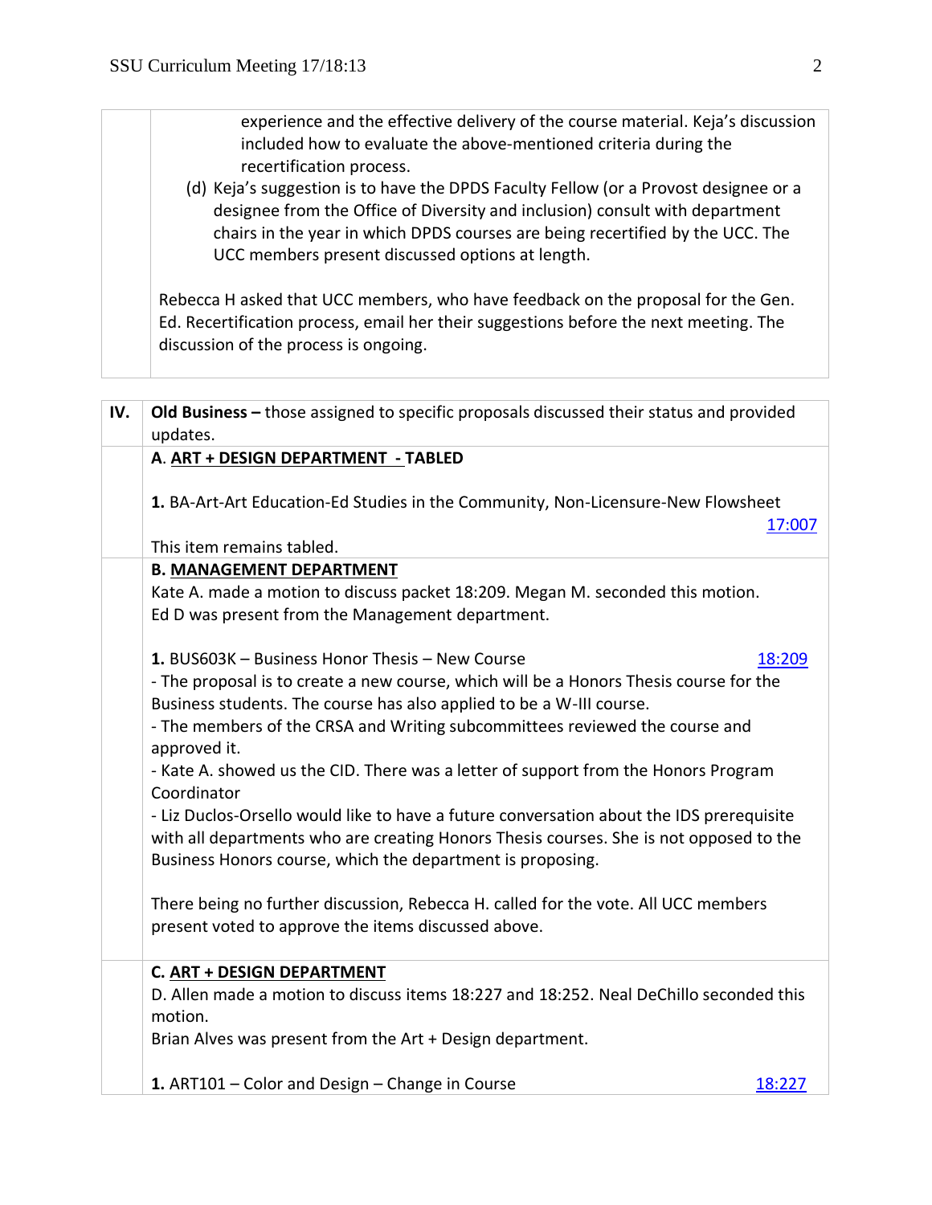experience and the effective delivery of the course material. Keja's discussion included how to evaluate the above-mentioned criteria during the recertification process.

(d) Keja's suggestion is to have the DPDS Faculty Fellow (or a Provost designee or a designee from the Office of Diversity and inclusion) consult with department chairs in the year in which DPDS courses are being recertified by the UCC. The UCC members present discussed options at length.

Rebecca H asked that UCC members, who have feedback on the proposal for the Gen. Ed. Recertification process, email her their suggestions before the next meeting. The discussion of the process is ongoing.

## IV. Old Business – those assigned to specific proposals discussed their status and provided updates.

**A. ART + DESIGN DEPARTMENT - TABLED**

**1.** BA-Art-Art Education-Ed Studies in the Community, Non-Licensure-New Flowsheet — 17:007

This item remains tabled.

**B. MANAGEMENT DEPARTMENT**

Kate A. made a motion to discuss packet 18:209. Megan M. seconded this motion.
Ed D was present from the Management department.

**1.** BUS603K – Business Honor Thesis – New Course — 18:209

- The proposal is to create a new course, which will be a Honors Thesis course for the Business students. The course has also applied to be a W-III course.
- The members of the CRSA and Writing subcommittees reviewed the course and approved it.
- Kate A. showed us the CID. There was a letter of support from the Honors Program Coordinator
- Liz Duclos-Orsello would like to have a future conversation about the IDS prerequisite with all departments who are creating Honors Thesis courses. She is not opposed to the Business Honors course, which the department is proposing.

There being no further discussion, Rebecca H. called for the vote. All UCC members present voted to approve the items discussed above.

**C. ART + DESIGN DEPARTMENT**

D. Allen made a motion to discuss items 18:227 and 18:252. Neal DeChillo seconded this motion.
Brian Alves was present from the Art + Design department.

**1.** ART101 – Color and Design – Change in Course — 18:227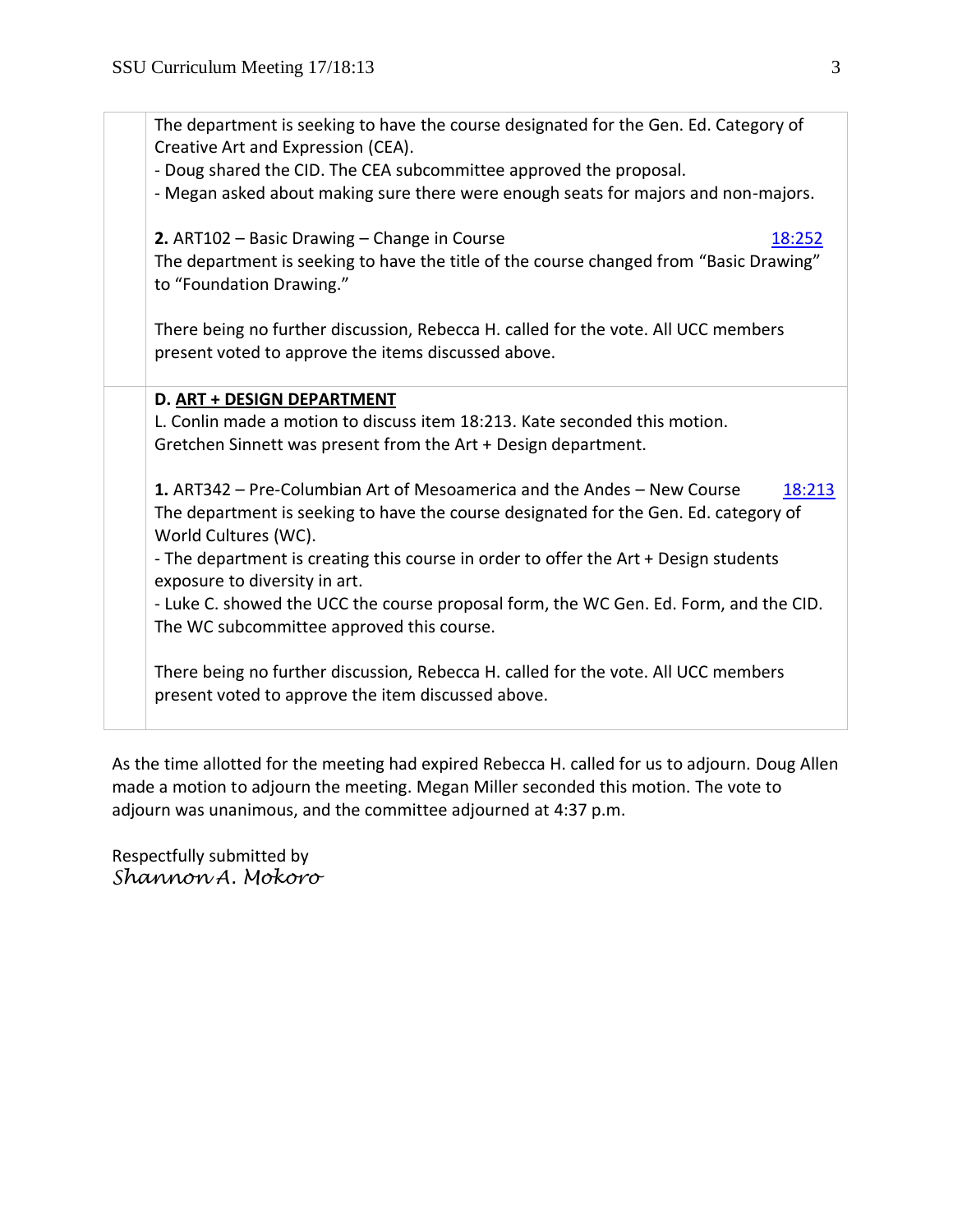The department is seeking to have the course designated for the Gen. Ed. Category of Creative Art and Expression (CEA).

- Doug shared the CID. The CEA subcommittee approved the proposal.
- Megan asked about making sure there were enough seats for majors and non-majors.

**2.** ART102 – Basic Drawing – Change in Course 18:252

The department is seeking to have the title of the course changed from "Basic Drawing" to "Foundation Drawing."

There being no further discussion, Rebecca H. called for the vote. All UCC members present voted to approve the items discussed above.

**D. ART + DESIGN DEPARTMENT**

L. Conlin made a motion to discuss item 18:213. Kate seconded this motion. Gretchen Sinnett was present from the Art + Design department.

**1.** ART342 – Pre-Columbian Art of Mesoamerica and the Andes – New Course 18:213

The department is seeking to have the course designated for the Gen. Ed. category of World Cultures (WC).

- The department is creating this course in order to offer the Art + Design students exposure to diversity in art.
- Luke C. showed the UCC the course proposal form, the WC Gen. Ed. Form, and the CID. The WC subcommittee approved this course.

There being no further discussion, Rebecca H. called for the vote. All UCC members present voted to approve the item discussed above.

As the time allotted for the meeting had expired Rebecca H. called for us to adjourn. Doug Allen made a motion to adjourn the meeting. Megan Miller seconded this motion. The vote to adjourn was unanimous, and the committee adjourned at 4:37 p.m.

Respectfully submitted by
*Shannon A. Mokoro*